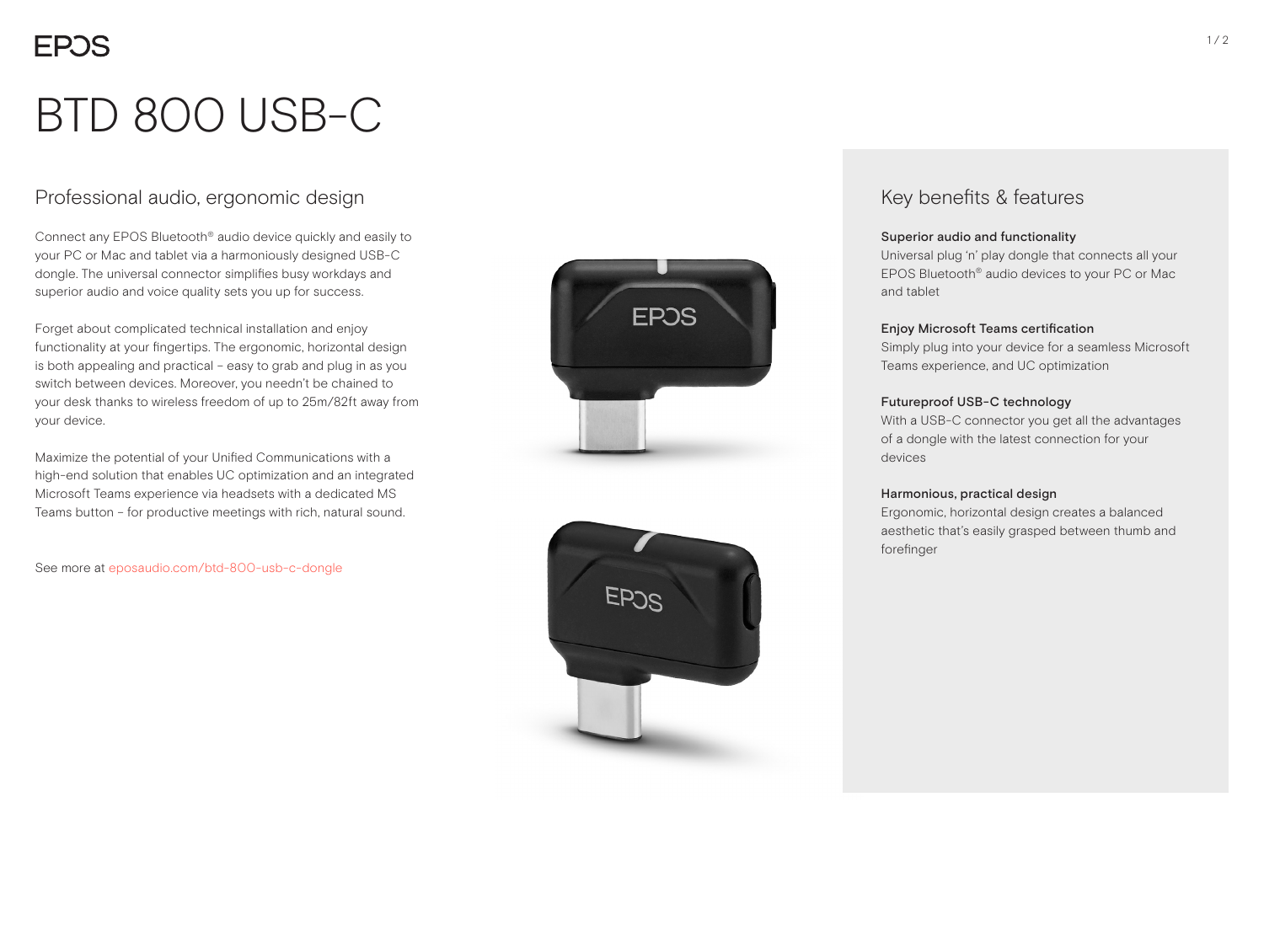# BTD 800 USB-C

## Professional audio, ergonomic design

Connect any EPOS Bluetooth® audio device quickly and easily to your PC or Mac and tablet via a harmoniously designed USB-C dongle. The universal connector simplifies busy workdays and superior audio and voice quality sets you up for success.

Forget about complicated technical installation and enjoy functionality at your fingertips. The ergonomic, horizontal design is both appealing and practical – easy to grab and plug in as you switch between devices. Moreover, you needn't be chained to your desk thanks to wireless freedom of up to 25m/82ft away from your device.

Maximize the potential of your Unified Communications with a high-end solution that enables UC optimization and an integrated Microsoft Teams experience via headsets with a dedicated MS Teams button – for productive meetings with rich, natural sound.

See more at eposaudio.com/btd-800-usb-c-dongle

## Key benefits & features

**Superior audio and functionality**
Universal plug 'n' play dongle that connects all your EPOS Bluetooth® audio devices to your PC or Mac and tablet

**Enjoy Microsoft Teams certification**
Simply plug into your device for a seamless Microsoft Teams experience, and UC optimization

**Futureproof USB-C technology**
With a USB-C connector you get all the advantages of a dongle with the latest connection for your devices

**Harmonious, practical design**
Ergonomic, horizontal design creates a balanced aesthetic that's easily grasped between thumb and forefinger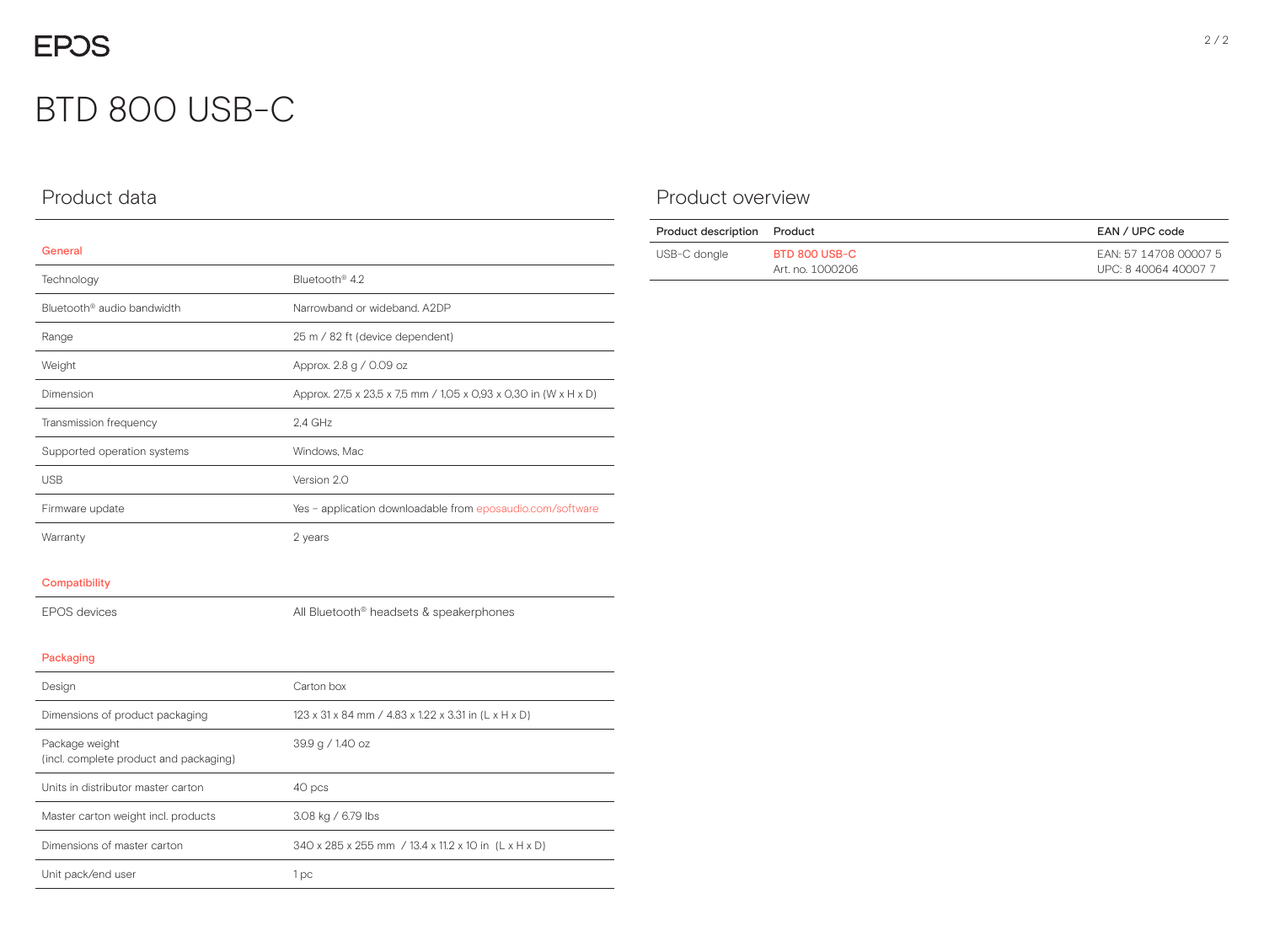# BTD 800 USB-C

## Product data

| | |
|---|---|
| **General** | |
| Technology | Bluetooth® 4.2 |
| Bluetooth® audio bandwidth | Narrowband or wideband. A2DP |
| Range | 25 m / 82 ft (device dependent) |
| Weight | Approx. 2.8 g / 0.09 oz |
| Dimension | Approx. 27,5 x 23,5 x 7,5 mm / 1,05 x 0,93 x 0,30 in (W x H x D) |
| Transmission frequency | 2,4 GHz |
| Supported operation systems | Windows, Mac |
| USB | Version 2.0 |
| Firmware update | Yes – application downloadable from eposaudio.com/software |
| Warranty | 2 years |
| **Compatibility** | |
| EPOS devices | All Bluetooth® headsets & speakerphones |
| **Packaging** | |
| Design | Carton box |
| Dimensions of product packaging | 123 x 31 x 84 mm / 4.83 x 1.22 x 3.31 in (L x H x D) |
| Package weight (incl. complete product and packaging) | 39.9 g / 1.40 oz |
| Units in distributor master carton | 40 pcs |
| Master carton weight incl. products | 3.08 kg / 6.79 lbs |
| Dimensions of master carton | 340 x 285 x 255 mm / 13.4 x 11.2 x 10 in (L x H x D) |
| Unit pack/end user | 1 pc |

## Product overview

| Product description | Product | EAN / UPC code |
|---|---|---|
| USB-C dongle | BTD 800 USB-C<br>Art. no. 1000206 | EAN: 57 14708 00007 5<br>UPC: 8 40064 40007 7 |